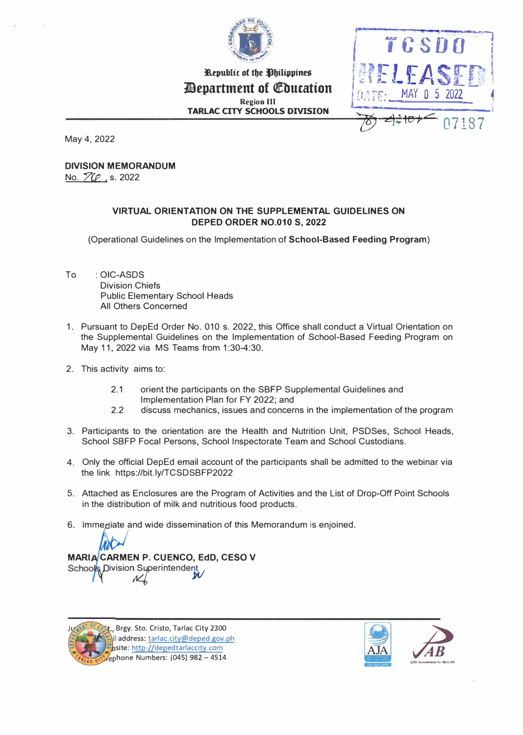Republic of the Philippines
**Department of Education**
Region III
**TARLAC CITY SCHOOLS DIVISION**

TCSDO RELEASED
DATE: MAY 0 5 2022
07187

May 4, 2022

**DIVISION MEMORANDUM**
No. 76, s. 2022

**VIRTUAL ORIENTATION ON THE SUPPLEMENTAL GUIDELINES ON DEPED ORDER NO.010 S, 2022**

(Operational Guidelines on the Implementation of **School-Based Feeding Program**)

To : OIC-ASDS
Division Chiefs
Public Elementary School Heads
All Others Concerned

1. Pursuant to DepEd Order No. 010 s. 2022, this Office shall conduct a Virtual Orientation on the Supplemental Guidelines on the Implementation of School-Based Feeding Program on May 11, 2022 via MS Teams from 1:30-4:30.

2. This activity aims to:

   2.1 orient the participants on the SBFP Supplemental Guidelines and Implementation Plan for FY 2022; and

   2.2 discuss mechanics, issues and concerns in the implementation of the program

3. Participants to the orientation are the Health and Nutrition Unit, PSDSes, School Heads, School SBFP Focal Persons, School Inspectorate Team and School Custodians.

4. Only the official DepEd email account of the participants shall be admitted to the webinar via the link https://bit.ly/TCSDSBFP2022

5. Attached as Enclosures are the Program of Activities and the List of Drop-Off Point Schools in the distribution of milk and nutritious food products.

6. Immediate and wide dissemination of this Memorandum is enjoined.

**MARIA CARMEN P. CUENCO, EdD, CESO V**
Schools Division Superintendent

Ju...St., Brgy. Sto. Cristo, Tarlac City 2300
...il address: tarlac.city@deped.gov.ph
...bsite: http://depedtarlaccity.com
...ephone Numbers: (045) 982 – 4514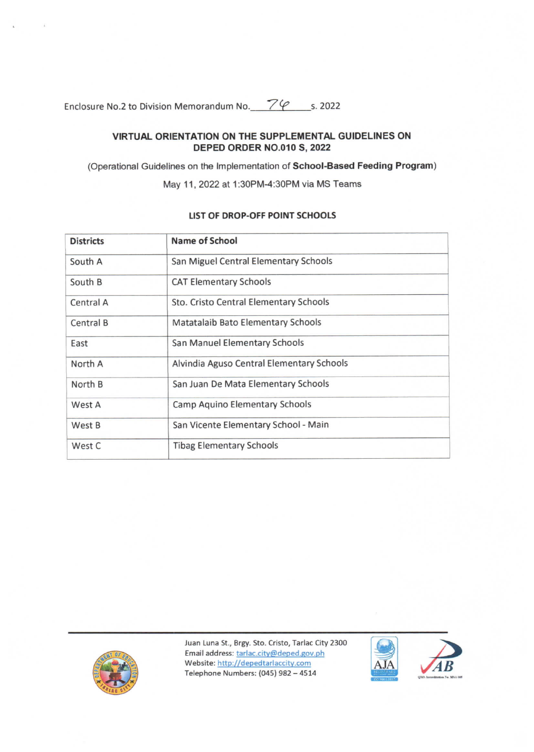Enclosure No.2 to Division Memorandum No. 76 s. 2022

**VIRTUAL ORIENTATION ON THE SUPPLEMENTAL GUIDELINES ON DEPED ORDER NO.010 S, 2022**

(Operational Guidelines on the Implementation of **School-Based Feeding Program**)

May 11, 2022 at 1:30PM-4:30PM via MS Teams

**LIST OF DROP-OFF POINT SCHOOLS**

| Districts | Name of School |
|---|---|
| South A | San Miguel Central Elementary Schools |
| South B | CAT Elementary Schools |
| Central A | Sto. Cristo Central Elementary Schools |
| Central B | Matatalaib Bato Elementary Schools |
| East | San Manuel Elementary Schools |
| North A | Alvindia Aguso Central Elementary Schools |
| North B | San Juan De Mata Elementary Schools |
| West A | Camp Aquino Elementary Schools |
| West B | San Vicente Elementary School - Main |
| West C | Tibag Elementary Schools |

Juan Luna St., Brgy. Sto. Cristo, Tarlac City 2300
Email address: tarlac.city@deped.gov.ph
Website: http://depedtarlaccity.com
Telephone Numbers: (045) 982 – 4514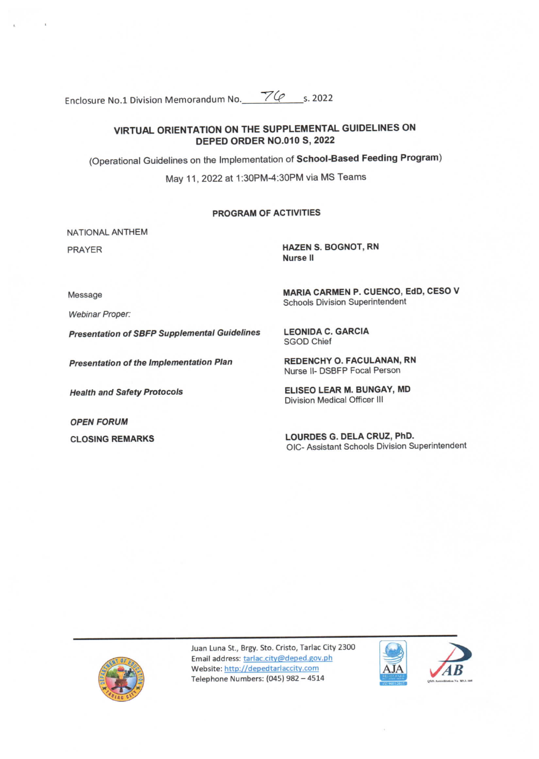Enclosure No.1 Division Memorandum No. 76 s. 2022

## VIRTUAL ORIENTATION ON THE SUPPLEMENTAL GUIDELINES ON DEPED ORDER NO.010 S, 2022

(Operational Guidelines on the Implementation of **School-Based Feeding Program**)

May 11, 2022 at 1:30PM-4:30PM via MS Teams

### PROGRAM OF ACTIVITIES

| | |
|---|---|
| NATIONAL ANTHEM | |
| PRAYER | **HAZEN S. BOGNOT, RN**<br>**Nurse II** |
| Message | **MARIA CARMEN P. CUENCO, EdD, CESO V**<br>Schools Division Superintendent |
| *Webinar Proper:* | |
| ***Presentation of SBFP Supplemental Guidelines*** | **LEONIDA C. GARCIA**<br>SGOD Chief |
| ***Presentation of the Implementation Plan*** | **REDENCHY O. FACULANAN, RN**<br>Nurse II- DSBFP Focal Person |
| ***Health and Safety Protocols*** | **ELISEO LEAR M. BUNGAY, MD**<br>Division Medical Officer III |
| ***OPEN FORUM*** | |
| **CLOSING REMARKS** | **LOURDES G. DELA CRUZ, PhD.**<br>OIC- Assistant Schools Division Superintendent |

Juan Luna St., Brgy. Sto. Cristo, Tarlac City 2300
Email address: tarlac.city@deped.gov.ph
Website: http://depedtarlaccity.com
Telephone Numbers: (045) 982 – 4514